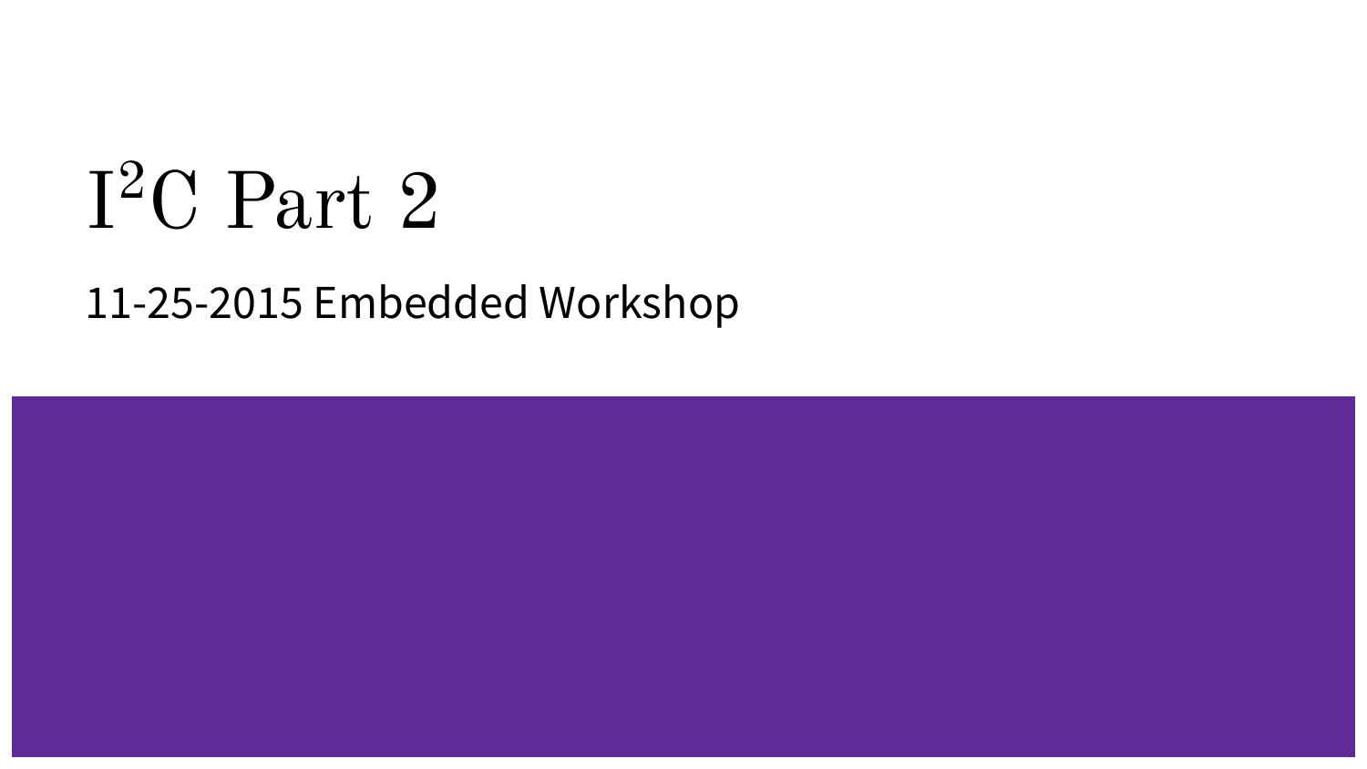# $I^2C$ Part 2

11-25-2015 Embedded Workshop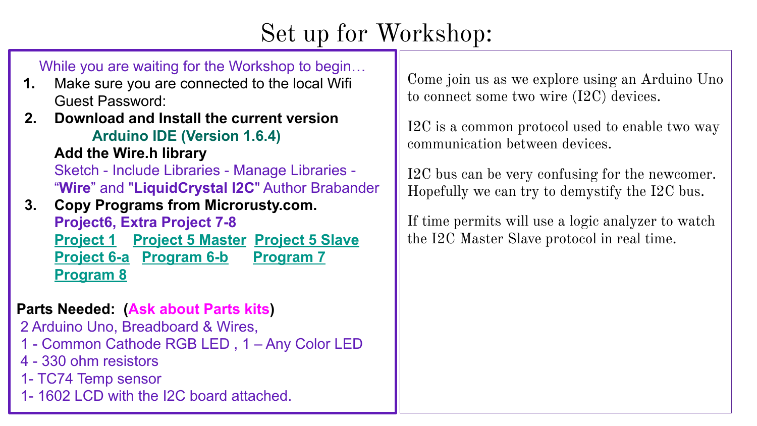# Set up for Workshop:

While you are waiting for the Workshop to begin…

1. Make sure you are connected to the local Wifi
   Guest Password:
2. **Download and Install the current version**
   **Arduino IDE (Version 1.6.4)**
   **Add the Wire.h library**
   Sketch - Include Libraries - Manage Libraries - "**Wire**" and "**LiquidCrystal I2C**" Author Brabander
3. **Copy Programs from Microrusty.com.**
   **Project6, Extra Project 7-8**
   **Project 1** **Project 5 Master** **Project 5 Slave**
   **Project 6-a** **Program 6-b** **Program 7**
   **Program 8**

**Parts Needed: (Ask about Parts kits)**

- 2 Arduino Uno, Breadboard & Wires,
- 1 - Common Cathode RGB LED , 1 – Any Color LED
- 4 - 330 ohm resistors
- 1- TC74 Temp sensor
- 1- 1602 LCD with the I2C board attached.

Come join us as we explore using an Arduino Uno to connect some two wire (I2C) devices.

I2C is a common protocol used to enable two way communication between devices.

I2C bus can be very confusing for the newcomer. Hopefully we can try to demystify the I2C bus.

If time permits will use a logic analyzer to watch the I2C Master Slave protocol in real time.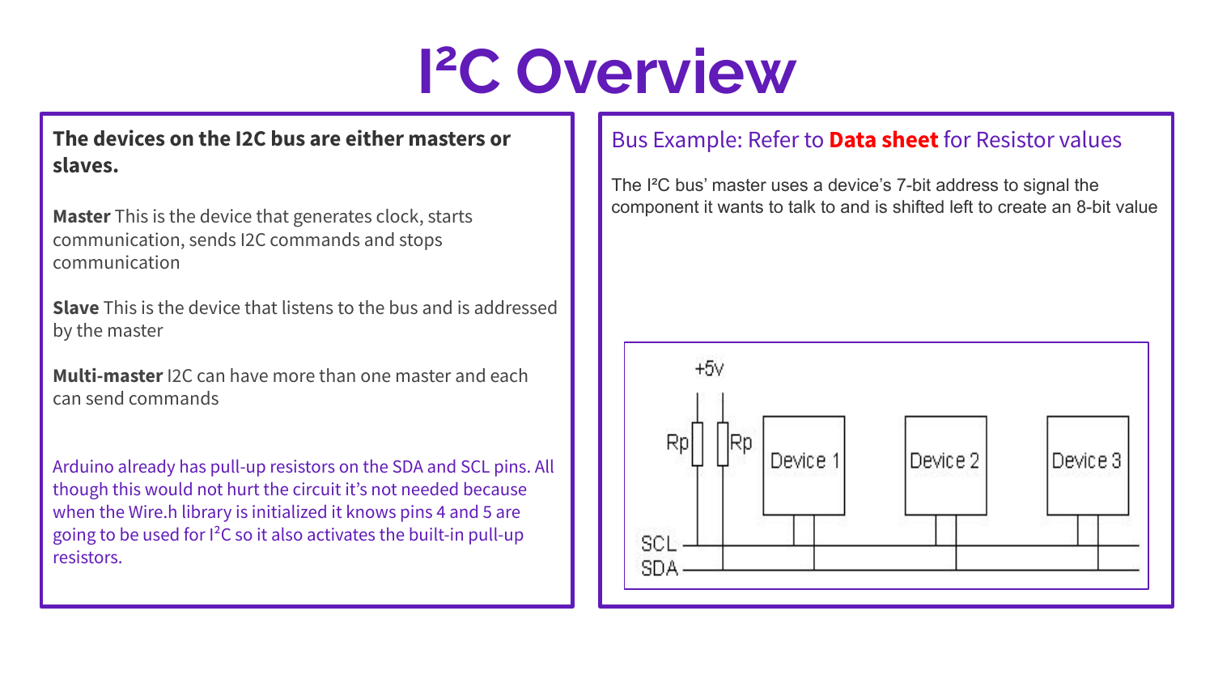# I²C Overview

**The devices on the I2C bus are either masters or slaves.**

**Master** This is the device that generates clock, starts communication, sends I2C commands and stops communication

**Slave** This is the device that listens to the bus and is addressed by the master

**Multi-master** I2C can have more than one master and each can send commands

Arduino already has pull-up resistors on the SDA and SCL pins. All though this would not hurt the circuit it's not needed because when the Wire.h library is initialized it knows pins 4 and 5 are going to be used for I²C so it also activates the built-in pull-up resistors.

## Bus Example: Refer to **Data sheet** for Resistor values

The I²C bus' master uses a device's 7-bit address to signal the component it wants to talk to and is shifted left to create an 8-bit value

+5v

Rp Rp

Device 1 Device 2 Device 3

SCL

SDA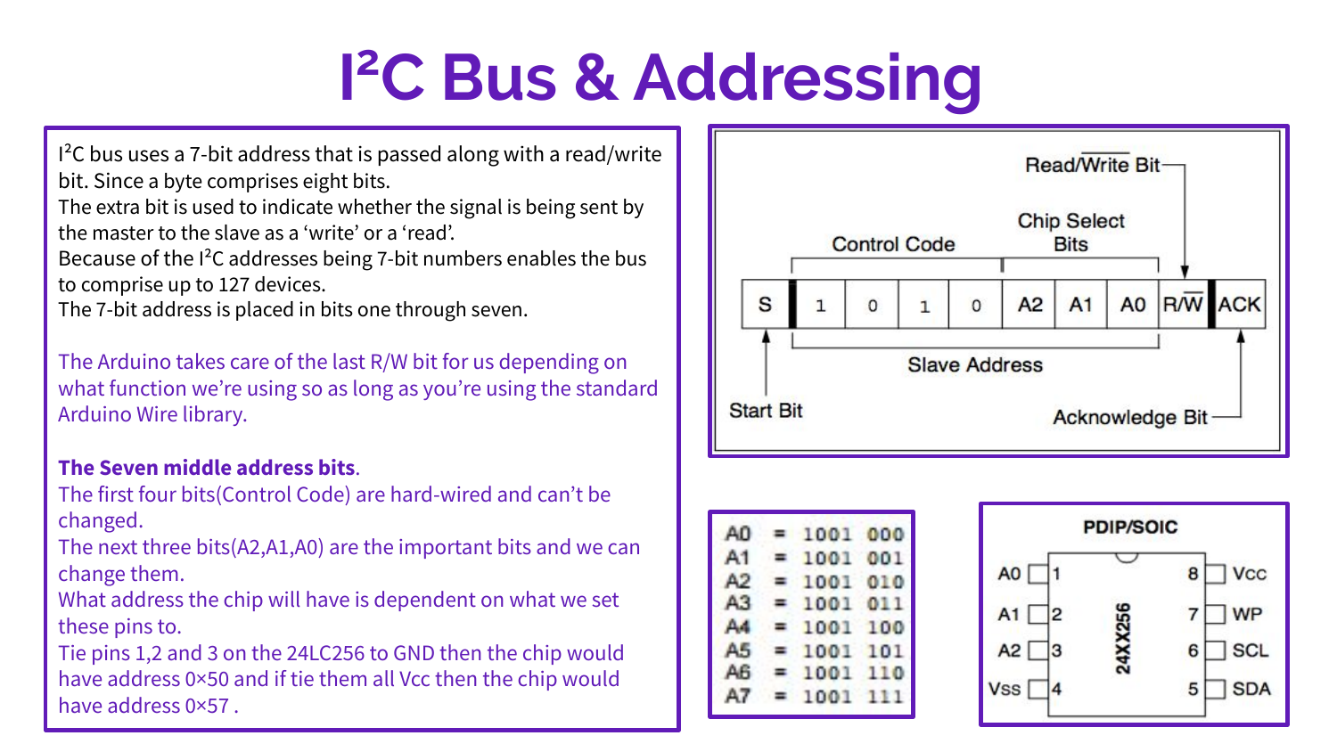# I²C Bus & Addressing

I²C bus uses a 7-bit address that is passed along with a read/write bit. Since a byte comprises eight bits.
The extra bit is used to indicate whether the signal is being sent by the master to the slave as a 'write' or a 'read'.
Because of the I²C addresses being 7-bit numbers enables the bus to comprise up to 127 devices.
The 7-bit address is placed in bits one through seven.

The Arduino takes care of the last R/W bit for us depending on what function we're using so as long as you're using the standard Arduino Wire library.

**The Seven middle address bits**.
The first four bits(Control Code) are hard-wired and can't be changed.
The next three bits(A2,A1,A0) are the important bits and we can change them.
What address the chip will have is dependent on what we set these pins to.
Tie pins 1,2 and 3 on the 24LC256 to GND then the chip would have address 0×50 and if tie them all Vcc then the chip would have address 0×57 .

| S | 1 | 0 | 1 | 0 | A2 | A1 | A0 | R/W | ACK |
|---|---|---|---|---|---|---|---|---|---|
| Start Bit | Control Code | | | | Chip Select Bits | | | Read/Write Bit | Acknowledge Bit |
| | Slave Address | | | | | | | | |

```
A0 = 1001 000
A1 = 1001 001
A2 = 1001 010
A3 = 1001 011
A4 = 1001 100
A5 = 1001 101
A6 = 1001 110
A7 = 1001 111
```

**PDIP/SOIC** (24XX256)

| Pin | Name | Pin | Name |
|---|---|---|---|
| 1 | A0 | 8 | Vcc |
| 2 | A1 | 7 | WP |
| 3 | A2 | 6 | SCL |
| 4 | Vss | 5 | SDA |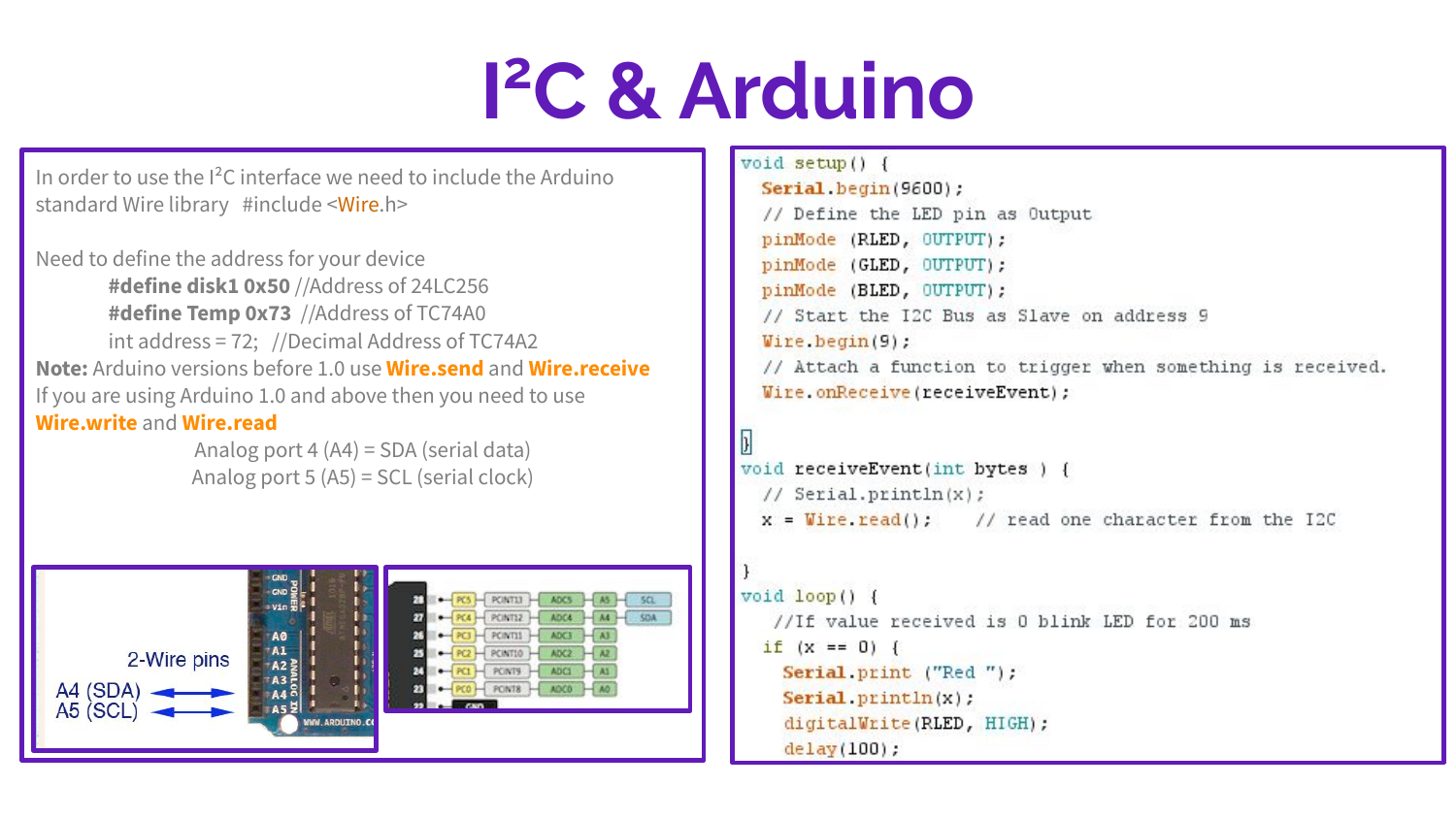# I²C & Arduino

In order to use the I²C interface we need to include the Arduino standard Wire library #include <**Wire**.h>

Need to define the address for your device

> **#define disk1 0x50** //Address of 24LC256
>
> **#define Temp 0x73** //Address of TC74A0
>
> int address = 72; //Decimal Address of TC74A2

**Note:** Arduino versions before 1.0 use **Wire.send** and **Wire.receive**
If you are using Arduino 1.0 and above then you need to use **Wire.write** and **Wire.read**

Analog port 4 (A4) = SDA (serial data)
Analog port 5 (A5) = SCL (serial clock)

2-Wire pins
A4 (SDA)
A5 (SCL)

```
void setup() {
  Serial.begin(9600);
  // Define the LED pin as Output
  pinMode (RLED, OUTPUT);
  pinMode (GLED, OUTPUT);
  pinMode (BLED, OUTPUT);
  // Start the I2C Bus as Slave on address 9
  Wire.begin(9);
  // Attach a function to trigger when something is received.
  Wire.onReceive(receiveEvent);

}
void receiveEvent(int bytes ) {
  // Serial.println(x);
  x = Wire.read();    // read one character from the I2C

}
void loop() {
   //If value received is 0 blink LED for 200 ms
  if (x == 0) {
    Serial.print ("Red ");
    Serial.println(x);
    digitalWrite(RLED, HIGH);
    delay(100);
```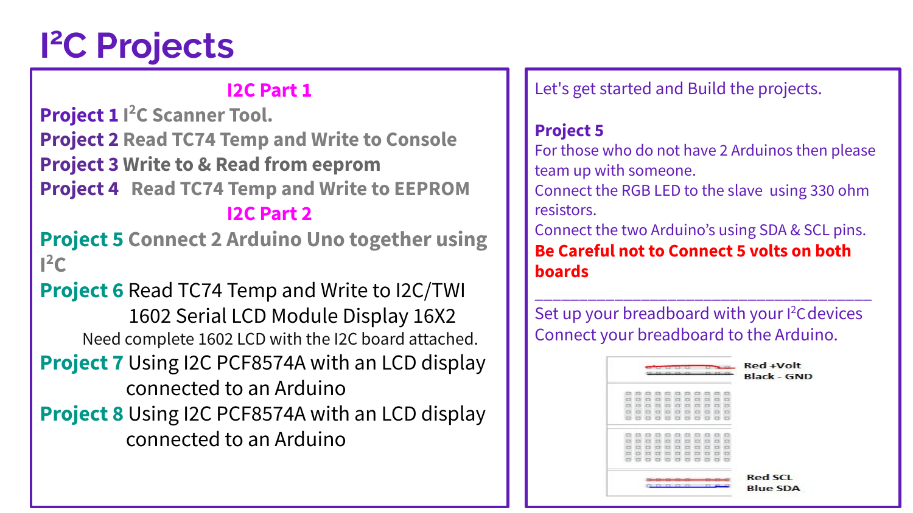# I²C Projects

**I2C Part 1**

**Project 1** I²C Scanner Tool.

**Project 2** Read TC74 Temp and Write to Console

**Project 3** Write to & Read from eeprom

**Project 4** Read TC74 Temp and Write to EEPROM

**I2C Part 2**

**Project 5** Connect 2 Arduino Uno together using I²C

**Project 6** Read TC74 Temp and Write to I2C/TWI 1602 Serial LCD Module Display 16X2

Need complete 1602 LCD with the I2C board attached.

**Project 7** Using I2C PCF8574A with an LCD display connected to an Arduino

**Project 8** Using I2C PCF8574A with an LCD display connected to an Arduino

Let's get started and Build the projects.

**Project 5**

For those who do not have 2 Arduinos then please team up with someone.

Connect the RGB LED to the slave using 330 ohm resistors.

Connect the two Arduino's using SDA & SCL pins.

**Be Careful not to Connect 5 volts on both boards**

---

Set up your breadboard with your I²C devices

Connect your breadboard to the Arduino.

Red +Volt
Black - GND

Red SCL
Blue SDA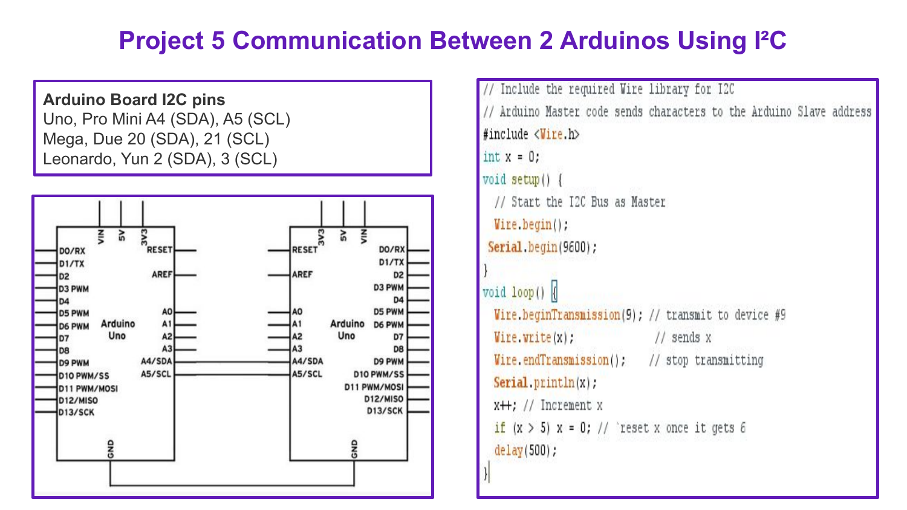# Project 5 Communication Between 2 Arduinos Using I²C

**Arduino Board I2C pins**

Uno, Pro Mini A4 (SDA), A5 (SCL)
Mega, Due 20 (SDA), 21 (SCL)
Leonardo, Yun 2 (SDA), 3 (SCL)

```
// Include the required Wire library for I2C
// Arduino Master code sends characters to the Arduino Slave address
#include <Wire.h>
int x = 0;
void setup() {
  // Start the I2C Bus as Master
  Wire.begin();
 Serial.begin(9600);
}
void loop() {
  Wire.beginTransmission(9); // transmit to device #9
  Wire.write(x);             // sends x
  Wire.endTransmission();    // stop transmitting
  Serial.println(x);
  x++; // Increment x
  if (x > 5) x = 0; // `reset x once it gets 6
  delay(500);
}
```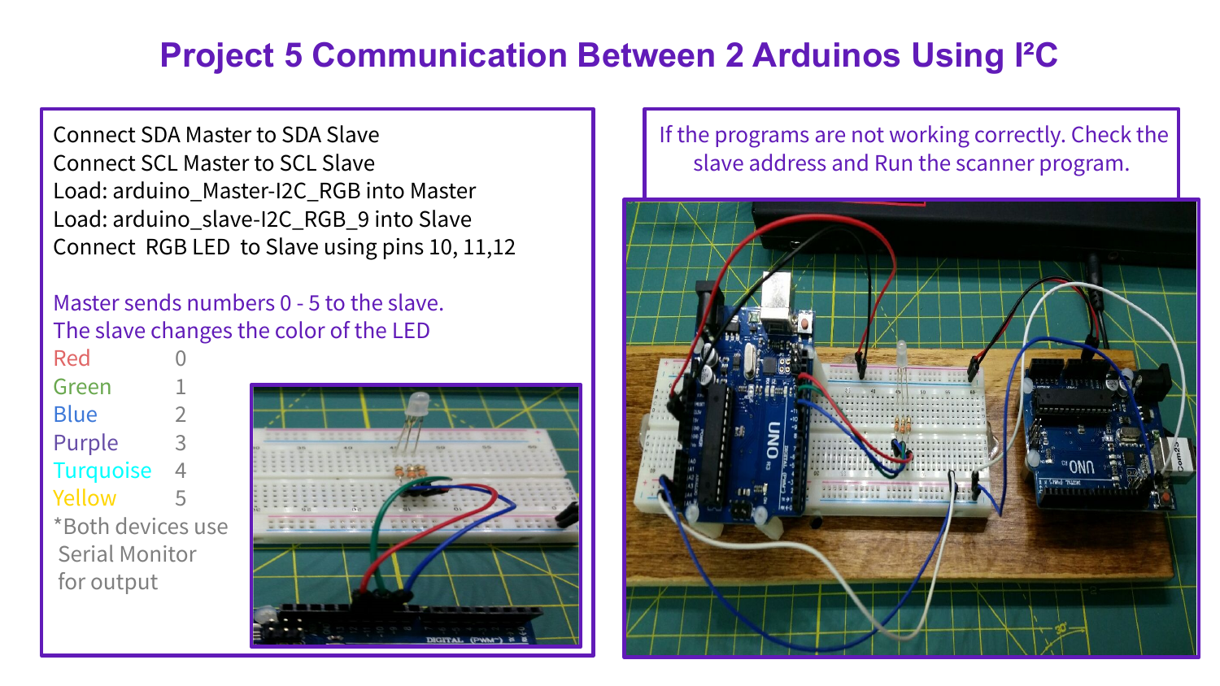# Project 5 Communication Between 2 Arduinos Using I²C

Connect SDA Master to SDA Slave
Connect SCL Master to SCL Slave
Load: arduino_Master-I2C_RGB into Master
Load: arduino_slave-I2C_RGB_9 into Slave
Connect RGB LED to Slave using pins 10, 11,12

Master sends numbers 0 - 5 to the slave.
The slave changes the color of the LED

| Color | Number |
|---|---|
| Red | 0 |
| Green | 1 |
| Blue | 2 |
| Purple | 3 |
| Turquoise | 4 |
| Yellow | 5 |

*Both devices use Serial Monitor for output

If the programs are not working correctly. Check the slave address and Run the scanner program.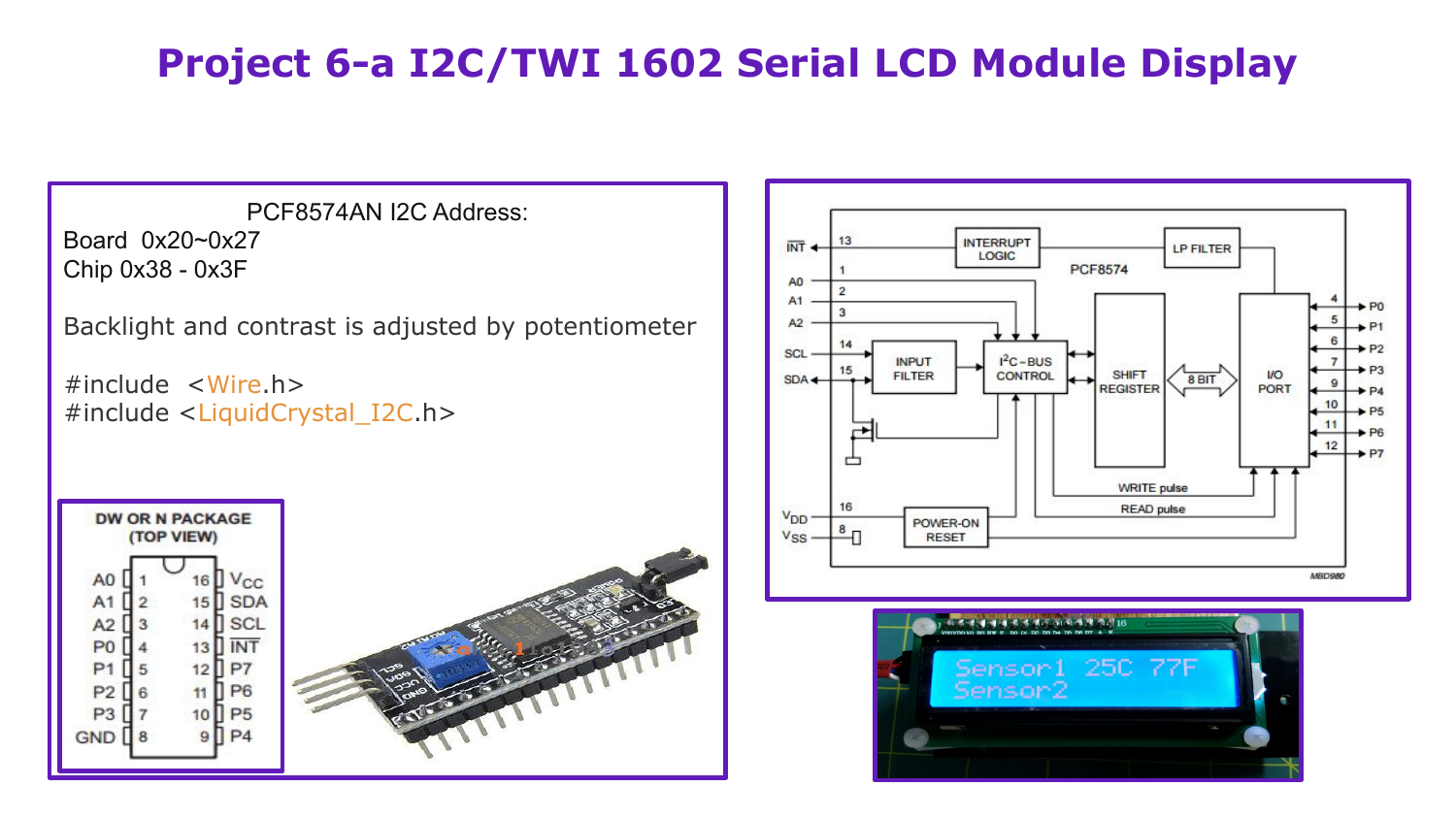# Project 6-a I2C/TWI 1602 Serial LCD Module Display

PCF8574AN I2C Address:

Board 0x20~0x27

Chip 0x38 - 0x3F

Backlight and contrast is adjusted by potentiometer

```
#include <Wire.h>
#include <LiquidCrystal_I2C.h>
```

DW OR N PACKAGE (TOP VIEW)

| Pin | Name | Pin | Name |
|---|---|---|---|
| 1 | A0 | 16 | VCC |
| 2 | A1 | 15 | SDA |
| 3 | A2 | 14 | SCL |
| 4 | P0 | 13 | INT |
| 5 | P1 | 12 | P7 |
| 6 | P2 | 11 | P6 |
| 7 | P3 | 10 | P5 |
| 8 | GND | 9 | P4 |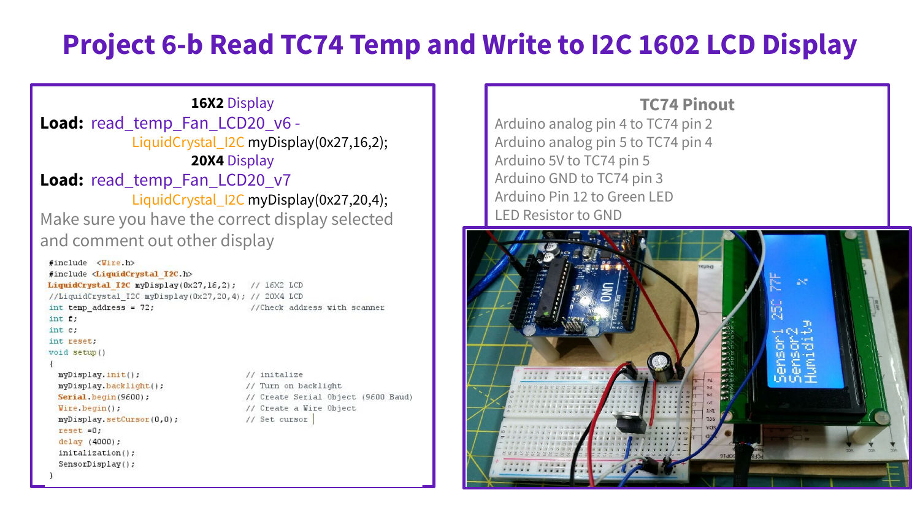# Project 6-b Read TC74 Temp and Write to I2C 1602 LCD Display

**16X2** Display

**Load:** read_temp_Fan_LCD20_v6 -
LiquidCrystal_I2C myDisplay(0x27,16,2);

**20X4** Display

**Load:** read_temp_Fan_LCD20_v7
LiquidCrystal_I2C myDisplay(0x27,20,4);

Make sure you have the correct display selected and comment out other display

```
#include  <Wire.h>
#include <LiquidCrystal_I2C.h>
LiquidCrystal_I2C myDisplay(0x27,16,2);   // 16X2 LCD
//LiquidCrystal_I2C myDisplay(0x27,20,4); // 20X4 LCD
int temp_address = 72;                    //Check address with scanner
int f;
int c;
int reset;
void setup()
{
  myDisplay.init();                       // initalize
  myDisplay.backlight();                  // Turn on backlight
  Serial.begin(9600);                     // Create Serial Object (9600 Baud)
  Wire.begin();                           // Create a Wire Object
  myDisplay.setCursor(0,0);               // Set cursor
  reset =0;
  delay (4000);
  initalization();
  SensorDisplay();
}
```

## TC74 Pinout

Arduino analog pin 4 to TC74 pin 2
Arduino analog pin 5 to TC74 pin 4
Arduino 5V to TC74 pin 5
Arduino GND to TC74 pin 3
Arduino Pin 12 to Green LED
LED Resistor to GND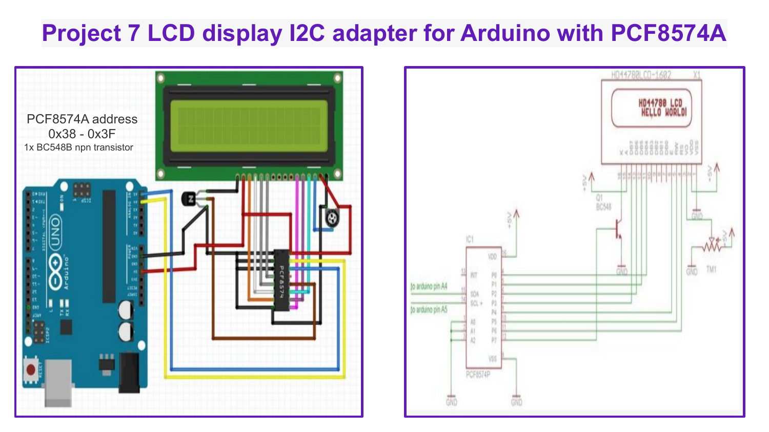# Project 7 LCD display I2C adapter for Arduino with PCF8574A

PCF8574A address 0x38 - 0x3F

1x BC548B npn transistor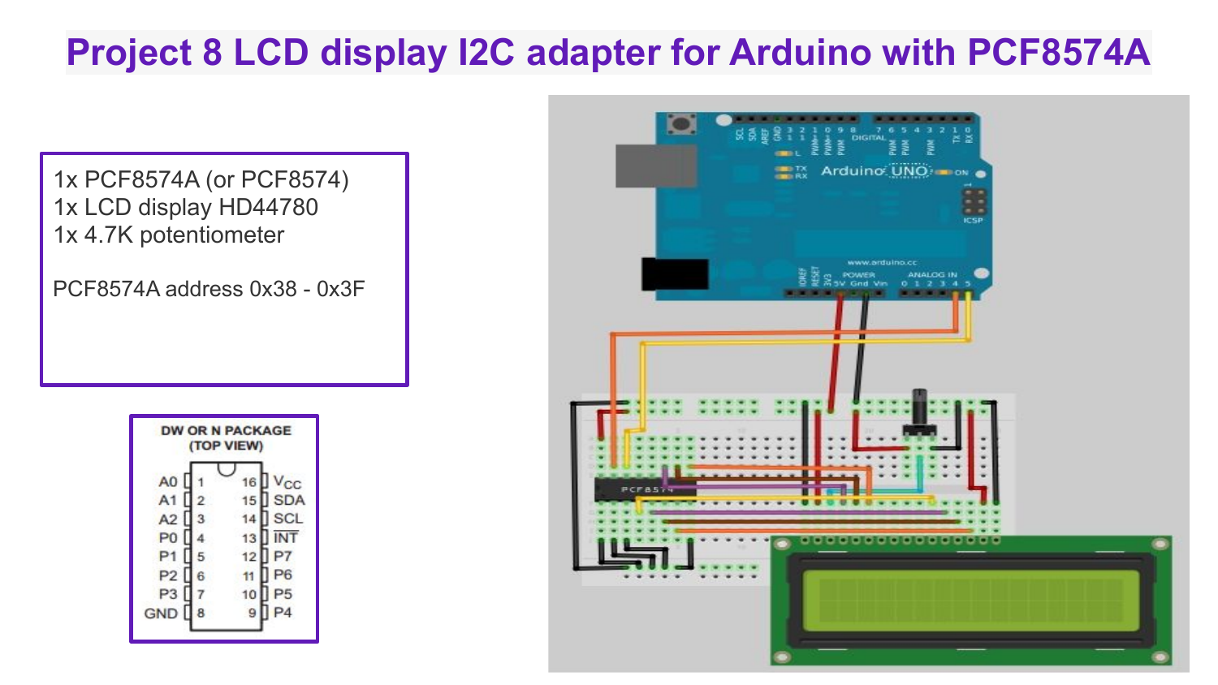# Project 8 LCD display I2C adapter for Arduino with PCF8574A

1x PCF8574A (or PCF8574)
1x LCD display HD44780
1x 4.7K potentiometer

PCF8574A address 0x38 - 0x3F

DW OR N PACKAGE
(TOP VIEW)

| Pin | Name | Pin | Name |
|---|---|---|---|
| 1 | A0 | 16 | $V_{CC}$ |
| 2 | A1 | 15 | SDA |
| 3 | A2 | 14 | SCL |
| 4 | P0 | 13 | $\overline{INT}$ |
| 5 | P1 | 12 | P7 |
| 6 | P2 | 11 | P6 |
| 7 | P3 | 10 | P5 |
| 8 | GND | 9 | P4 |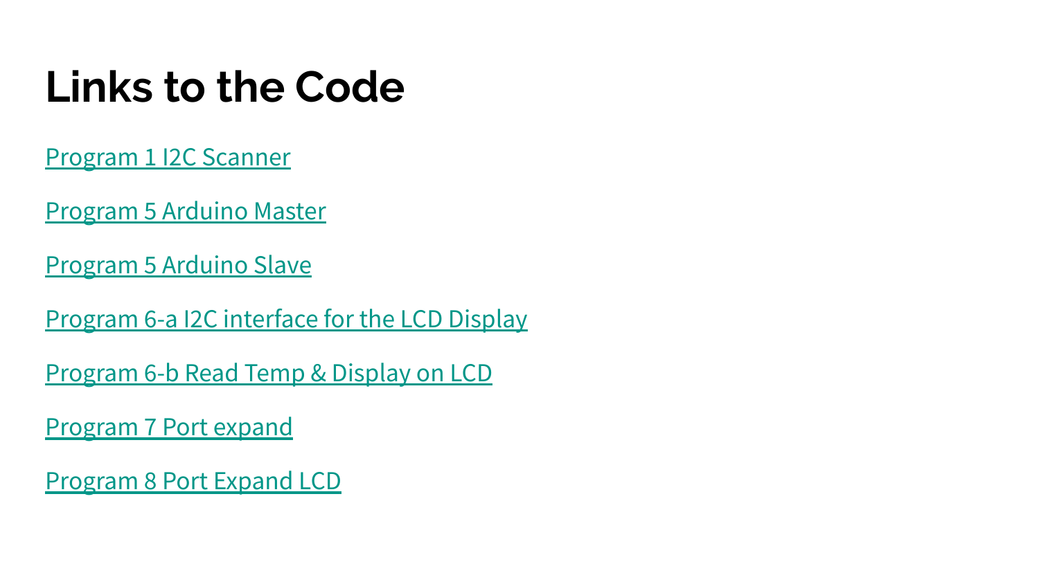# Links to the Code

Program 1 I2C Scanner

Program 5 Arduino Master

Program 5 Arduino Slave

Program 6-a I2C interface for the LCD Display

Program 6-b Read Temp & Display on LCD

Program 7 Port expand

Program 8 Port Expand LCD